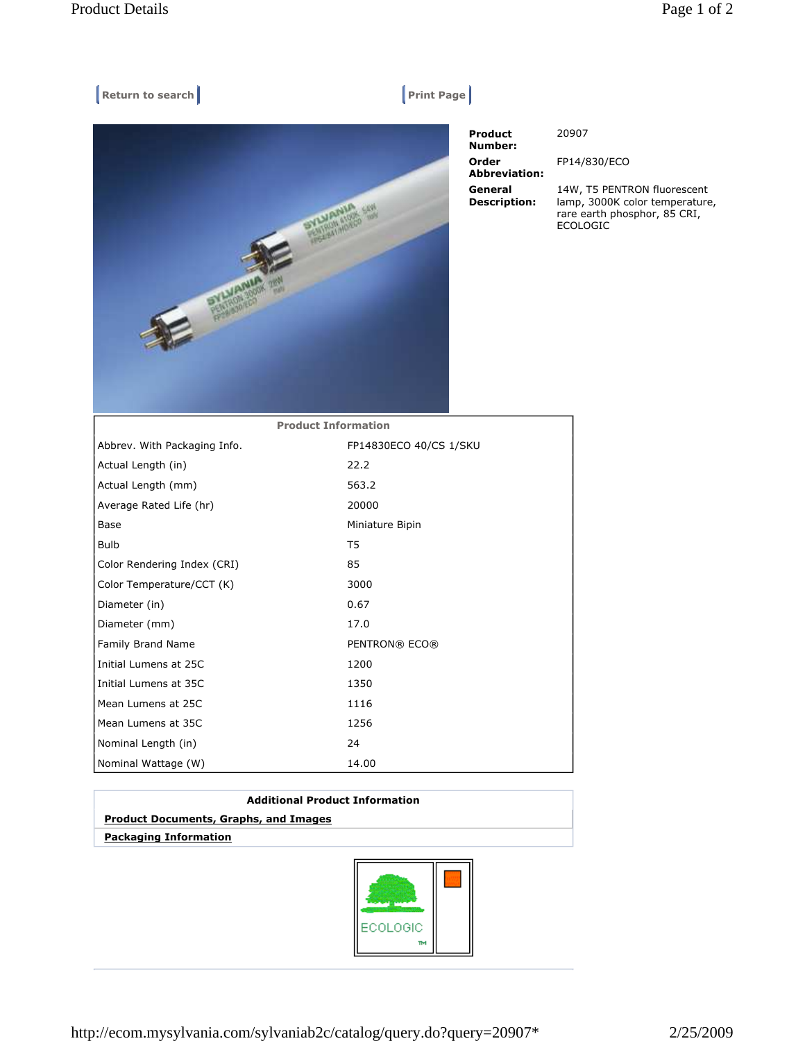Return to search | Print Page

**Product Number:** 20907

**Order Abbreviation:** FP14/830/ECO

**General Description:** 14W, T5 PENTRON fluorescent lamp, 3000K color temperature, rare earth phosphor, 85 CRI, ECOLOGIC

| Product Information | |
|---|---|
| Abbrev. With Packaging Info. | FP14830ECO 40/CS 1/SKU |
| Actual Length (in) | 22.2 |
| Actual Length (mm) | 563.2 |
| Average Rated Life (hr) | 20000 |
| Base | Miniature Bipin |
| Bulb | T5 |
| Color Rendering Index (CRI) | 85 |
| Color Temperature/CCT (K) | 3000 |
| Diameter (in) | 0.67 |
| Diameter (mm) | 17.0 |
| Family Brand Name | PENTRON® ECO® |
| Initial Lumens at 25C | 1200 |
| Initial Lumens at 35C | 1350 |
| Mean Lumens at 25C | 1116 |
| Mean Lumens at 35C | 1256 |
| Nominal Length (in) | 24 |
| Nominal Wattage (W) | 14.00 |

**Additional Product Information**

**Product Documents, Graphs, and Images**

**Packaging Information**

ECOLOGIC™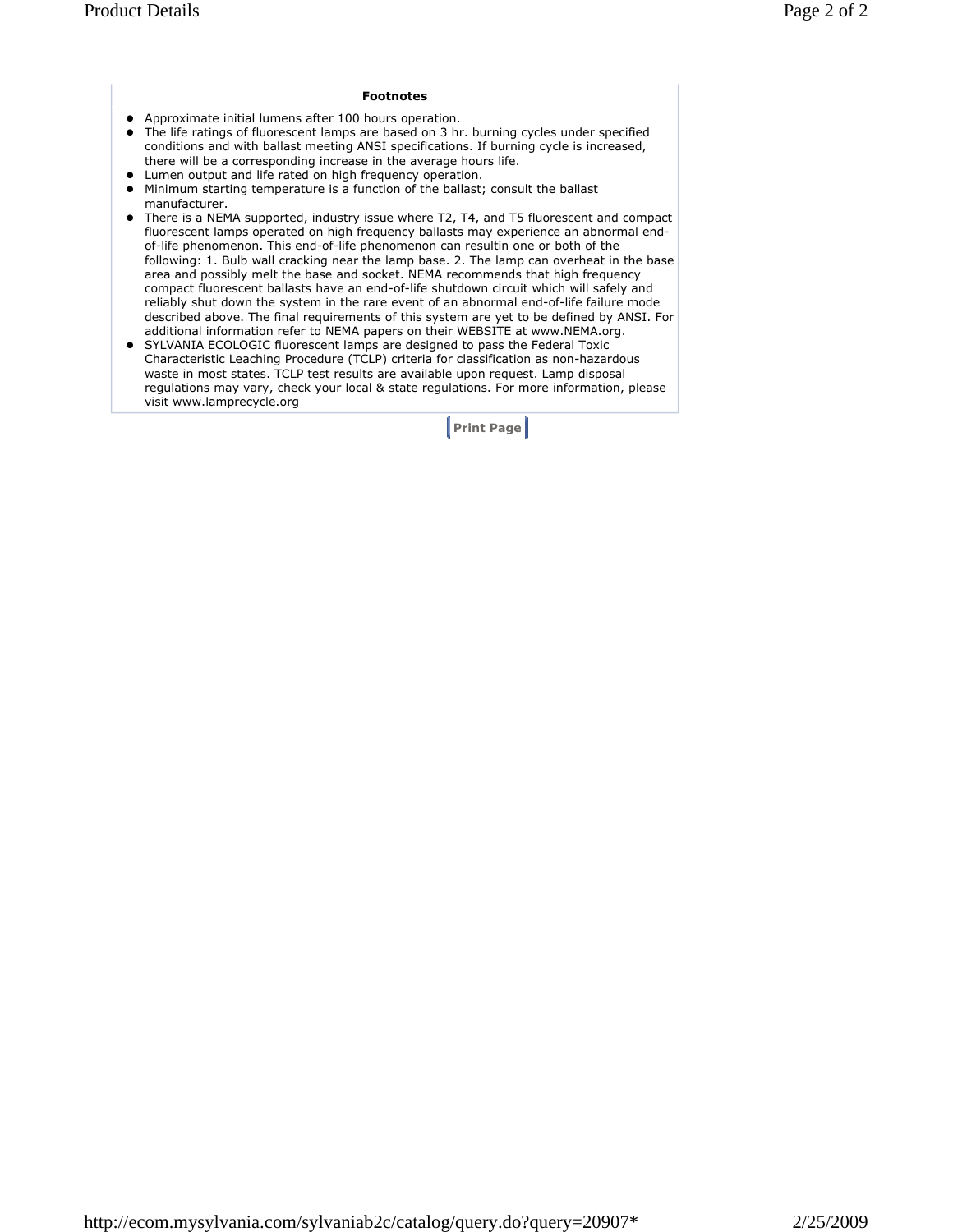**Footnotes**

- Approximate initial lumens after 100 hours operation.
- The life ratings of fluorescent lamps are based on 3 hr. burning cycles under specified conditions and with ballast meeting ANSI specifications. If burning cycle is increased, there will be a corresponding increase in the average hours life.
- Lumen output and life rated on high frequency operation.
- Minimum starting temperature is a function of the ballast; consult the ballast manufacturer.
- There is a NEMA supported, industry issue where T2, T4, and T5 fluorescent and compact fluorescent lamps operated on high frequency ballasts may experience an abnormal end-of-life phenomenon. This end-of-life phenomenon can resultin one or both of the following: 1. Bulb wall cracking near the lamp base. 2. The lamp can overheat in the base area and possibly melt the base and socket. NEMA recommends that high frequency compact fluorescent ballasts have an end-of-life shutdown circuit which will safely and reliably shut down the system in the rare event of an abnormal end-of-life failure mode described above. The final requirements of this system are yet to be defined by ANSI. For additional information refer to NEMA papers on their WEBSITE at www.NEMA.org.
- SYLVANIA ECOLOGIC fluorescent lamps are designed to pass the Federal Toxic Characteristic Leaching Procedure (TCLP) criteria for classification as non-hazardous waste in most states. TCLP test results are available upon request. Lamp disposal regulations may vary, check your local & state regulations. For more information, please visit www.lamprecycle.org

Print Page